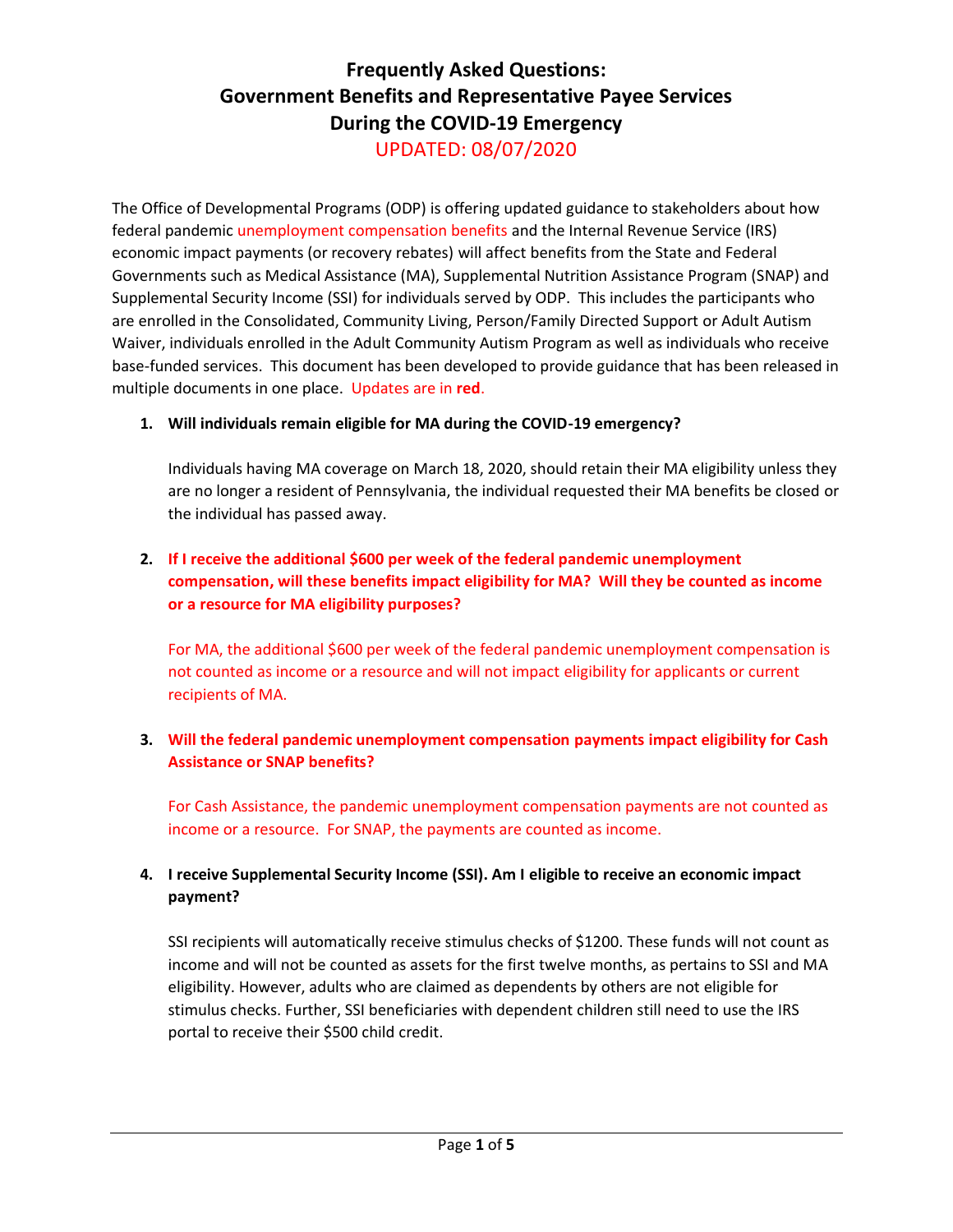# Frequently Asked Questions: Government Benefits and Representative Payee Services During the COVID-19 Emergency

UPDATED: 08/07/2020

The Office of Developmental Programs (ODP) is offering updated guidance to stakeholders about how federal pandemic unemployment compensation benefits and the Internal Revenue Service (IRS) economic impact payments (or recovery rebates) will affect benefits from the State and Federal Governments such as Medical Assistance (MA), Supplemental Nutrition Assistance Program (SNAP) and Supplemental Security Income (SSI) for individuals served by ODP. This includes the participants who are enrolled in the Consolidated, Community Living, Person/Family Directed Support or Adult Autism Waiver, individuals enrolled in the Adult Community Autism Program as well as individuals who receive base-funded services. This document has been developed to provide guidance that has been released in multiple documents in one place. Updates are in **red**.

1. **Will individuals remain eligible for MA during the COVID-19 emergency?**

   Individuals having MA coverage on March 18, 2020, should retain their MA eligibility unless they are no longer a resident of Pennsylvania, the individual requested their MA benefits be closed or the individual has passed away.

2. **If I receive the additional $600 per week of the federal pandemic unemployment compensation, will these benefits impact eligibility for MA? Will they be counted as income or a resource for MA eligibility purposes?**

   For MA, the additional $600 per week of the federal pandemic unemployment compensation is not counted as income or a resource and will not impact eligibility for applicants or current recipients of MA.

3. **Will the federal pandemic unemployment compensation payments impact eligibility for Cash Assistance or SNAP benefits?**

   For Cash Assistance, the pandemic unemployment compensation payments are not counted as income or a resource. For SNAP, the payments are counted as income.

4. **I receive Supplemental Security Income (SSI). Am I eligible to receive an economic impact payment?**

   SSI recipients will automatically receive stimulus checks of $1200. These funds will not count as income and will not be counted as assets for the first twelve months, as pertains to SSI and MA eligibility. However, adults who are claimed as dependents by others are not eligible for stimulus checks. Further, SSI beneficiaries with dependent children still need to use the IRS portal to receive their $500 child credit.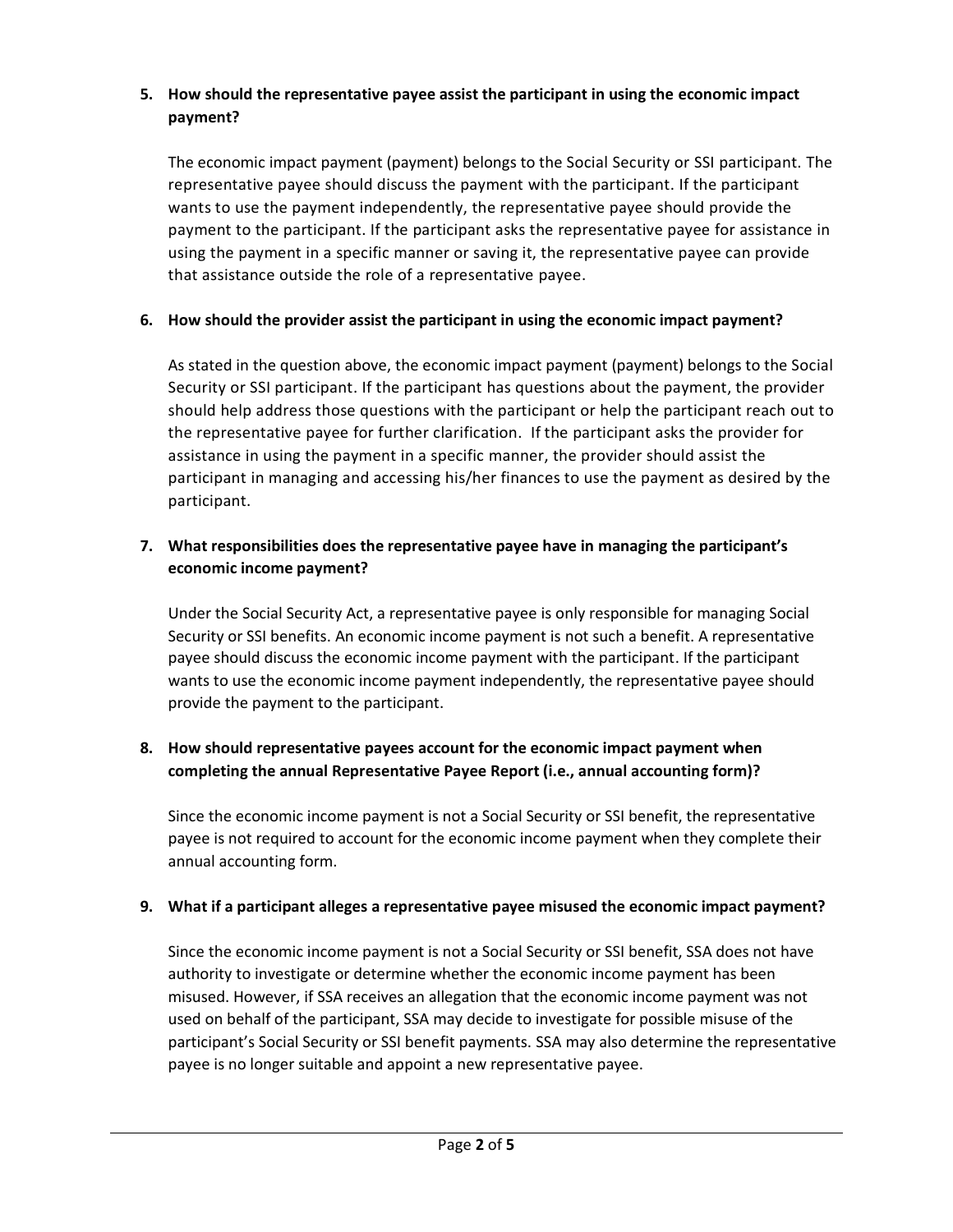**5. How should the representative payee assist the participant in using the economic impact payment?**

The economic impact payment (payment) belongs to the Social Security or SSI participant. The representative payee should discuss the payment with the participant. If the participant wants to use the payment independently, the representative payee should provide the payment to the participant. If the participant asks the representative payee for assistance in using the payment in a specific manner or saving it, the representative payee can provide that assistance outside the role of a representative payee.

**6. How should the provider assist the participant in using the economic impact payment?**

As stated in the question above, the economic impact payment (payment) belongs to the Social Security or SSI participant. If the participant has questions about the payment, the provider should help address those questions with the participant or help the participant reach out to the representative payee for further clarification. If the participant asks the provider for assistance in using the payment in a specific manner, the provider should assist the participant in managing and accessing his/her finances to use the payment as desired by the participant.

**7. What responsibilities does the representative payee have in managing the participant's economic income payment?**

Under the Social Security Act, a representative payee is only responsible for managing Social Security or SSI benefits. An economic income payment is not such a benefit. A representative payee should discuss the economic income payment with the participant. If the participant wants to use the economic income payment independently, the representative payee should provide the payment to the participant.

**8. How should representative payees account for the economic impact payment when completing the annual Representative Payee Report (i.e., annual accounting form)?**

Since the economic income payment is not a Social Security or SSI benefit, the representative payee is not required to account for the economic income payment when they complete their annual accounting form.

**9. What if a participant alleges a representative payee misused the economic impact payment?**

Since the economic income payment is not a Social Security or SSI benefit, SSA does not have authority to investigate or determine whether the economic income payment has been misused. However, if SSA receives an allegation that the economic income payment was not used on behalf of the participant, SSA may decide to investigate for possible misuse of the participant's Social Security or SSI benefit payments. SSA may also determine the representative payee is no longer suitable and appoint a new representative payee.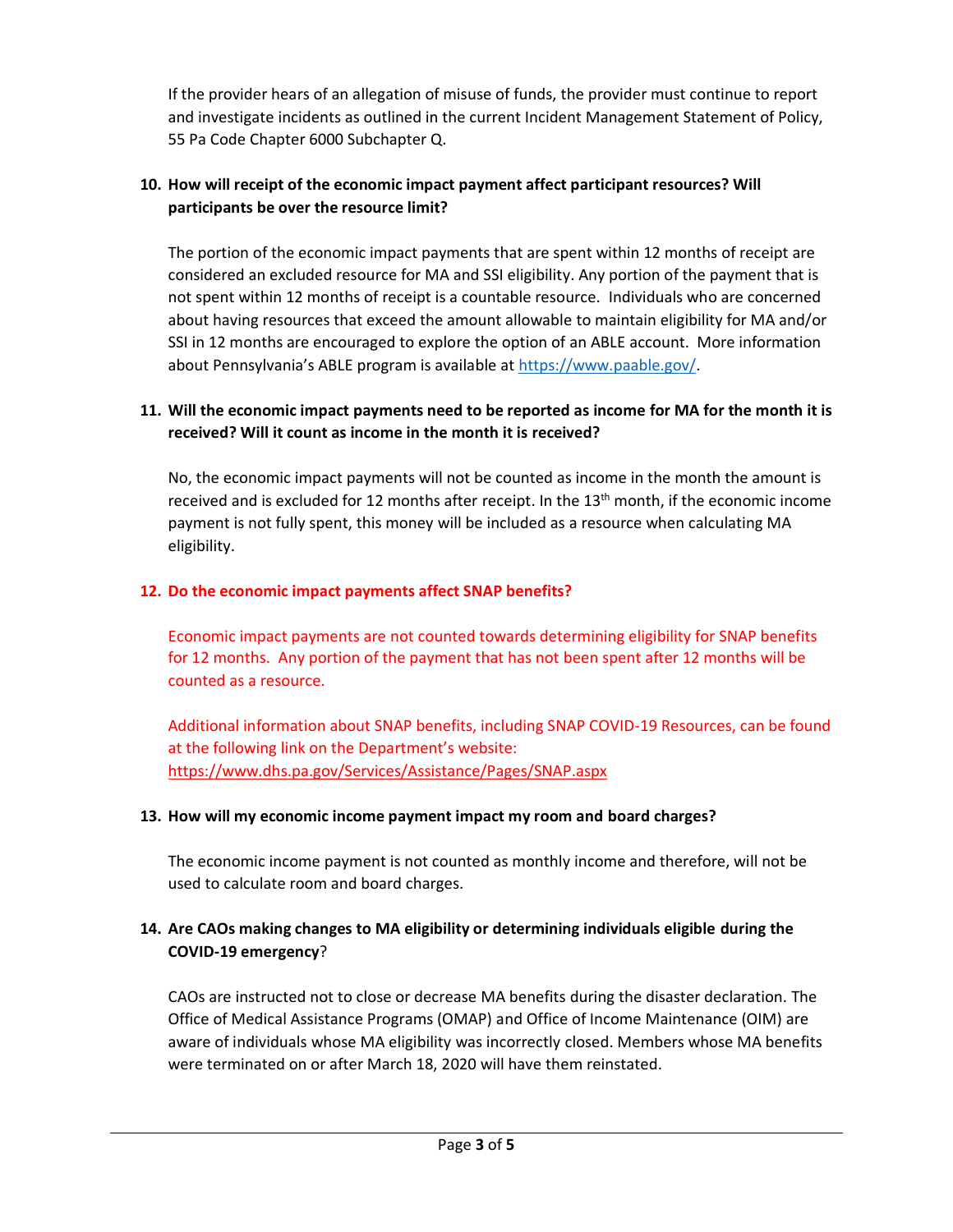If the provider hears of an allegation of misuse of funds, the provider must continue to report and investigate incidents as outlined in the current Incident Management Statement of Policy, 55 Pa Code Chapter 6000 Subchapter Q.

**10. How will receipt of the economic impact payment affect participant resources? Will participants be over the resource limit?**

The portion of the economic impact payments that are spent within 12 months of receipt are considered an excluded resource for MA and SSI eligibility. Any portion of the payment that is not spent within 12 months of receipt is a countable resource. Individuals who are concerned about having resources that exceed the amount allowable to maintain eligibility for MA and/or SSI in 12 months are encouraged to explore the option of an ABLE account. More information about Pennsylvania's ABLE program is available at https://www.paable.gov/.

**11. Will the economic impact payments need to be reported as income for MA for the month it is received? Will it count as income in the month it is received?**

No, the economic impact payments will not be counted as income in the month the amount is received and is excluded for 12 months after receipt. In the 13th month, if the economic income payment is not fully spent, this money will be included as a resource when calculating MA eligibility.

**12. Do the economic impact payments affect SNAP benefits?**

Economic impact payments are not counted towards determining eligibility for SNAP benefits for 12 months. Any portion of the payment that has not been spent after 12 months will be counted as a resource.

Additional information about SNAP benefits, including SNAP COVID-19 Resources, can be found at the following link on the Department's website: https://www.dhs.pa.gov/Services/Assistance/Pages/SNAP.aspx

**13. How will my economic income payment impact my room and board charges?**

The economic income payment is not counted as monthly income and therefore, will not be used to calculate room and board charges.

**14. Are CAOs making changes to MA eligibility or determining individuals eligible during the COVID-19 emergency?**

CAOs are instructed not to close or decrease MA benefits during the disaster declaration. The Office of Medical Assistance Programs (OMAP) and Office of Income Maintenance (OIM) are aware of individuals whose MA eligibility was incorrectly closed. Members whose MA benefits were terminated on or after March 18, 2020 will have them reinstated.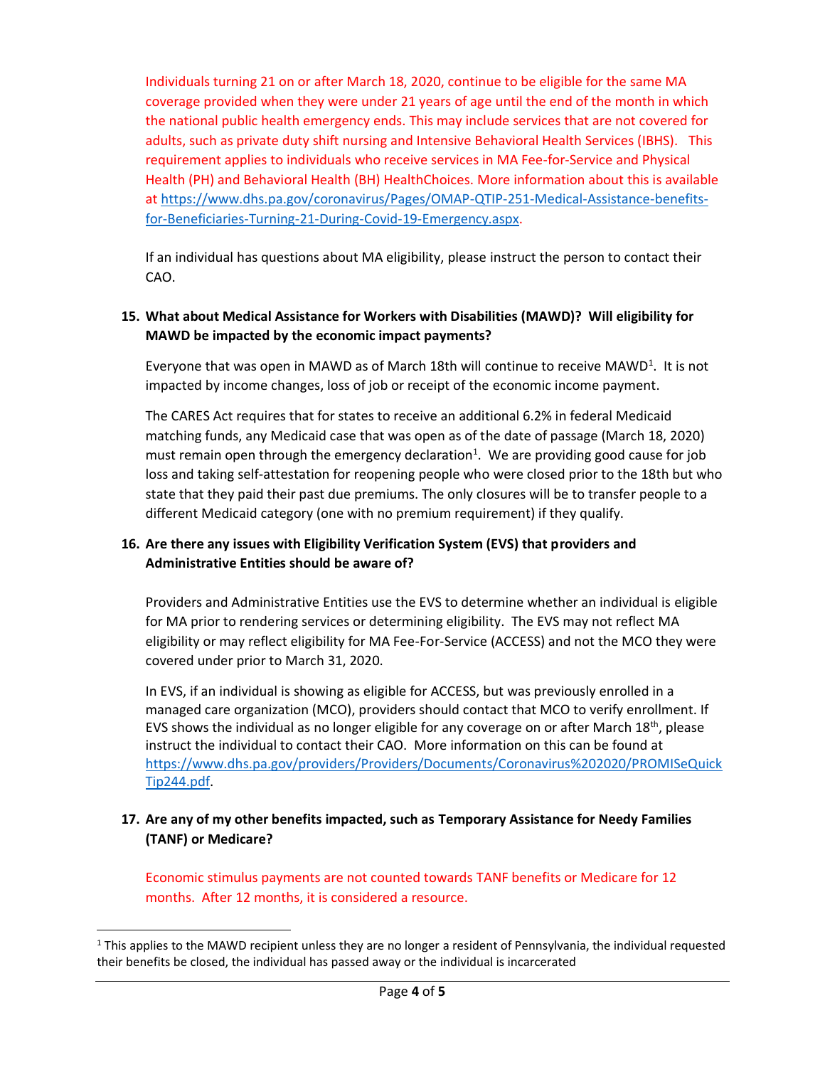Individuals turning 21 on or after March 18, 2020, continue to be eligible for the same MA coverage provided when they were under 21 years of age until the end of the month in which the national public health emergency ends. This may include services that are not covered for adults, such as private duty shift nursing and Intensive Behavioral Health Services (IBHS). This requirement applies to individuals who receive services in MA Fee-for-Service and Physical Health (PH) and Behavioral Health (BH) HealthChoices. More information about this is available at https://www.dhs.pa.gov/coronavirus/Pages/OMAP-QTIP-251-Medical-Assistance-benefits-for-Beneficiaries-Turning-21-During-Covid-19-Emergency.aspx.

If an individual has questions about MA eligibility, please instruct the person to contact their CAO.

**15. What about Medical Assistance for Workers with Disabilities (MAWD)? Will eligibility for MAWD be impacted by the economic impact payments?**

Everyone that was open in MAWD as of March 18th will continue to receive MAWD[1]. It is not impacted by income changes, loss of job or receipt of the economic income payment.

The CARES Act requires that for states to receive an additional 6.2% in federal Medicaid matching funds, any Medicaid case that was open as of the date of passage (March 18, 2020) must remain open through the emergency declaration[1]. We are providing good cause for job loss and taking self-attestation for reopening people who were closed prior to the 18th but who state that they paid their past due premiums. The only closures will be to transfer people to a different Medicaid category (one with no premium requirement) if they qualify.

**16. Are there any issues with Eligibility Verification System (EVS) that providers and Administrative Entities should be aware of?**

Providers and Administrative Entities use the EVS to determine whether an individual is eligible for MA prior to rendering services or determining eligibility. The EVS may not reflect MA eligibility or may reflect eligibility for MA Fee-For-Service (ACCESS) and not the MCO they were covered under prior to March 31, 2020.

In EVS, if an individual is showing as eligible for ACCESS, but was previously enrolled in a managed care organization (MCO), providers should contact that MCO to verify enrollment. If EVS shows the individual as no longer eligible for any coverage on or after March 18th, please instruct the individual to contact their CAO. More information on this can be found at https://www.dhs.pa.gov/providers/Providers/Documents/Coronavirus%202020/PROMISeQuickTip244.pdf.

**17. Are any of my other benefits impacted, such as Temporary Assistance for Needy Families (TANF) or Medicare?**

Economic stimulus payments are not counted towards TANF benefits or Medicare for 12 months. After 12 months, it is considered a resource.

---

[1] This applies to the MAWD recipient unless they are no longer a resident of Pennsylvania, the individual requested their benefits be closed, the individual has passed away or the individual is incarcerated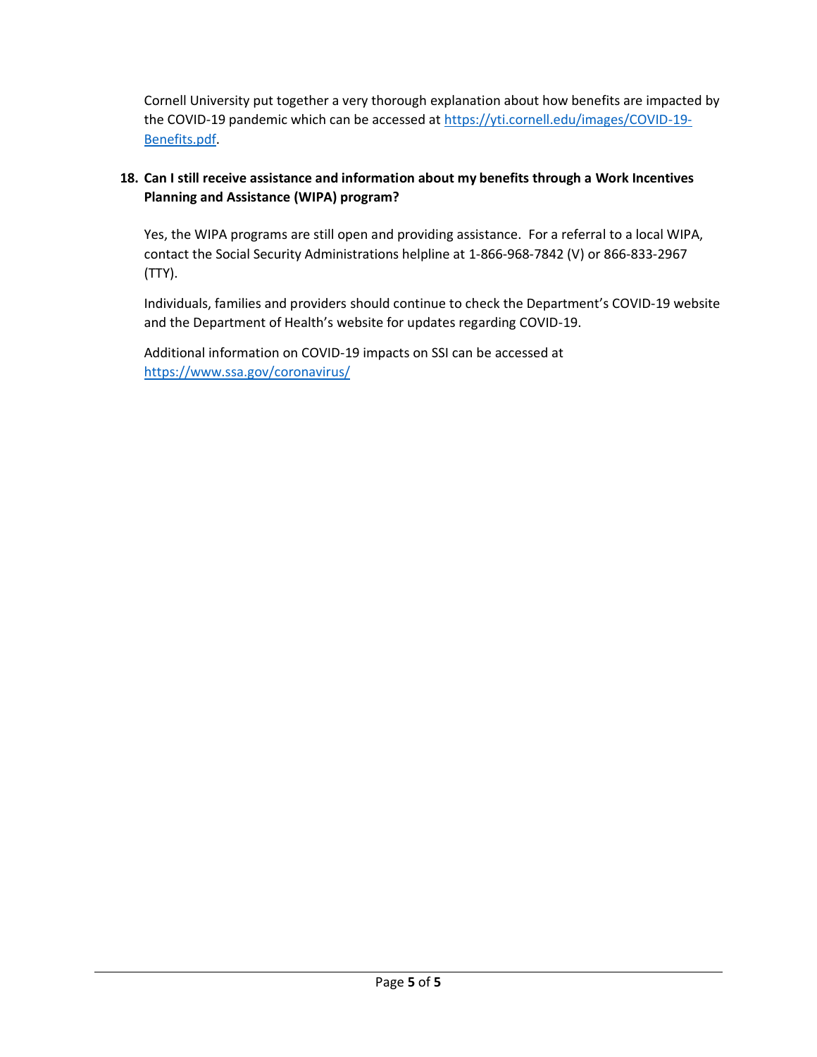Cornell University put together a very thorough explanation about how benefits are impacted by the COVID-19 pandemic which can be accessed at https://yti.cornell.edu/images/COVID-19-Benefits.pdf.

18. **Can I still receive assistance and information about my benefits through a Work Incentives Planning and Assistance (WIPA) program?**

    Yes, the WIPA programs are still open and providing assistance. For a referral to a local WIPA, contact the Social Security Administrations helpline at 1-866-968-7842 (V) or 866-833-2967 (TTY).

    Individuals, families and providers should continue to check the Department's COVID-19 website and the Department of Health's website for updates regarding COVID-19.

    Additional information on COVID-19 impacts on SSI can be accessed at https://www.ssa.gov/coronavirus/